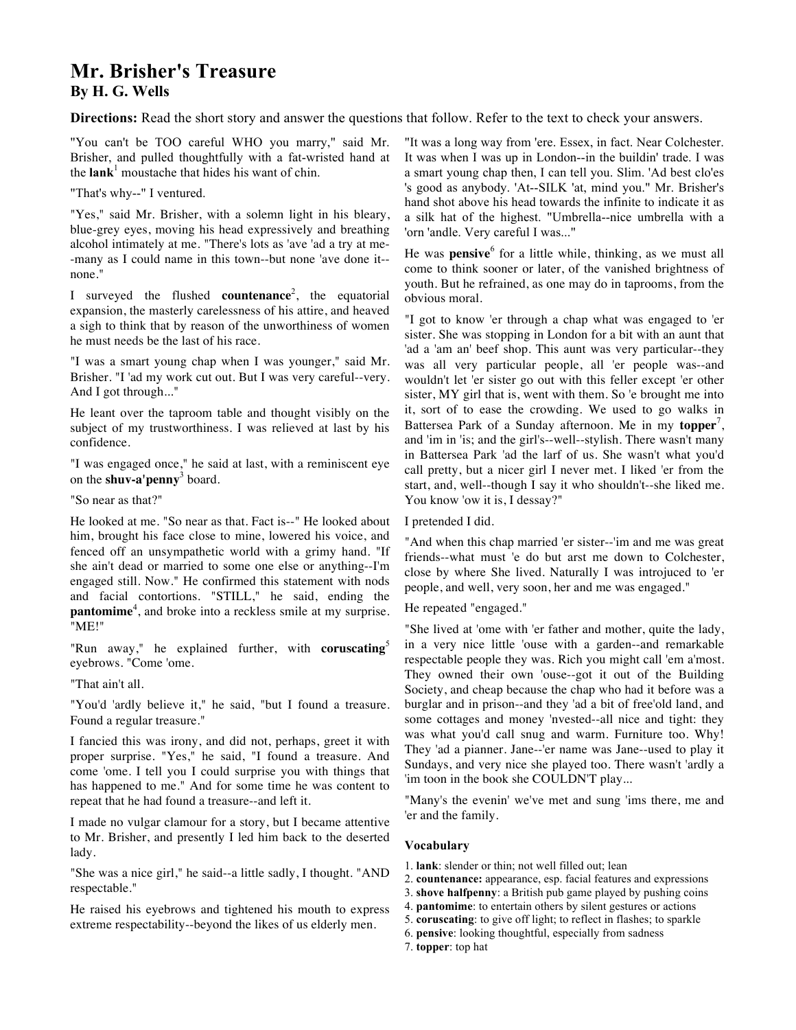# Mr. Brisher's Treasure
## By H. G. Wells

**Directions:** Read the short story and answer the questions that follow. Refer to the text to check your answers.

"You can't be TOO careful WHO you marry," said Mr. Brisher, and pulled thoughtfully with a fat-wristed hand at the **lank**[1] moustache that hides his want of chin.

"That's why--" I ventured.

"Yes," said Mr. Brisher, with a solemn light in his bleary, blue-grey eyes, moving his head expressively and breathing alcohol intimately at me. "There's lots as 'ave 'ad a try at me--many as I could name in this town--but none 'ave done it--none."

I surveyed the flushed **countenance**[2], the equatorial expansion, the masterly carelessness of his attire, and heaved a sigh to think that by reason of the unworthiness of women he must needs be the last of his race.

"I was a smart young chap when I was younger," said Mr. Brisher. "I 'ad my work cut out. But I was very careful--very. And I got through..."

He leant over the taproom table and thought visibly on the subject of my trustworthiness. I was relieved at last by his confidence.

"I was engaged once," he said at last, with a reminiscent eye on the **shuv-a'penny**[3] board.

"So near as that?"

He looked at me. "So near as that. Fact is--" He looked about him, brought his face close to mine, lowered his voice, and fenced off an unsympathetic world with a grimy hand. "If she ain't dead or married to some one else or anything--I'm engaged still. Now." He confirmed this statement with nods and facial contortions. "STILL," he said, ending the **pantomime**[4], and broke into a reckless smile at my surprise. "ME!"

"Run away," he explained further, with **coruscating**[5] eyebrows. "Come 'ome.

"That ain't all.

"You'd 'ardly believe it," he said, "but I found a treasure. Found a regular treasure."

I fancied this was irony, and did not, perhaps, greet it with proper surprise. "Yes," he said, "I found a treasure. And come 'ome. I tell you I could surprise you with things that has happened to me." And for some time he was content to repeat that he had found a treasure--and left it.

I made no vulgar clamour for a story, but I became attentive to Mr. Brisher, and presently I led him back to the deserted lady.

"She was a nice girl," he said--a little sadly, I thought. "AND respectable."

He raised his eyebrows and tightened his mouth to express extreme respectability--beyond the likes of us elderly men.

"It was a long way from 'ere. Essex, in fact. Near Colchester. It was when I was up in London--in the buildin' trade. I was a smart young chap then, I can tell you. Slim. 'Ad best clo'es 's good as anybody. 'At--SILK 'at, mind you." Mr. Brisher's hand shot above his head towards the infinite to indicate it as a silk hat of the highest. "Umbrella--nice umbrella with a 'orn 'andle. Very careful I was..."

He was **pensive**[6] for a little while, thinking, as we must all come to think sooner or later, of the vanished brightness of youth. But he refrained, as one may do in taprooms, from the obvious moral.

"I got to know 'er through a chap what was engaged to 'er sister. She was stopping in London for a bit with an aunt that 'ad a 'am an' beef shop. This aunt was very particular--they was all very particular people, all 'er people was--and wouldn't let 'er sister go out with this feller except 'er other sister, MY girl that is, went with them. So 'e brought me into it, sort of to ease the crowding. We used to go walks in Battersea Park of a Sunday afternoon. Me in my **topper**[7], and 'im in 'is; and the girl's--well--stylish. There wasn't many in Battersea Park 'ad the larf of us. She wasn't what you'd call pretty, but a nicer girl I never met. I liked 'er from the start, and, well--though I say it who shouldn't--she liked me. You know 'ow it is, I dessay?"

I pretended I did.

"And when this chap married 'er sister--'im and me was great friends--what must 'e do but arst me down to Colchester, close by where She lived. Naturally I was introjuced to 'er people, and well, very soon, her and me was engaged."

He repeated "engaged."

"She lived at 'ome with 'er father and mother, quite the lady, in a very nice little 'ouse with a garden--and remarkable respectable people they was. Rich you might call 'em a'most. They owned their own 'ouse--got it out of the Building Society, and cheap because the chap who had it before was a burglar and in prison--and they 'ad a bit of free'old land, and some cottages and money 'nvested--all nice and tight: they was what you'd call snug and warm. Furniture too. Why! They 'ad a pianner. Jane--'er name was Jane--used to play it Sundays, and very nice she played too. There wasn't 'ardly a 'im toon in the book she COULDN'T play...

"Many's the evenin' we've met and sung 'ims there, me and 'er and the family.

### Vocabulary

1. **lank**: slender or thin; not well filled out; lean
2. **countenance:** appearance, esp. facial features and expressions
3. **shove halfpenny**: a British pub game played by pushing coins
4. **pantomime**: to entertain others by silent gestures or actions
5. **coruscating**: to give off light; to reflect in flashes; to sparkle
6. **pensive**: looking thoughtful, especially from sadness
7. **topper**: top hat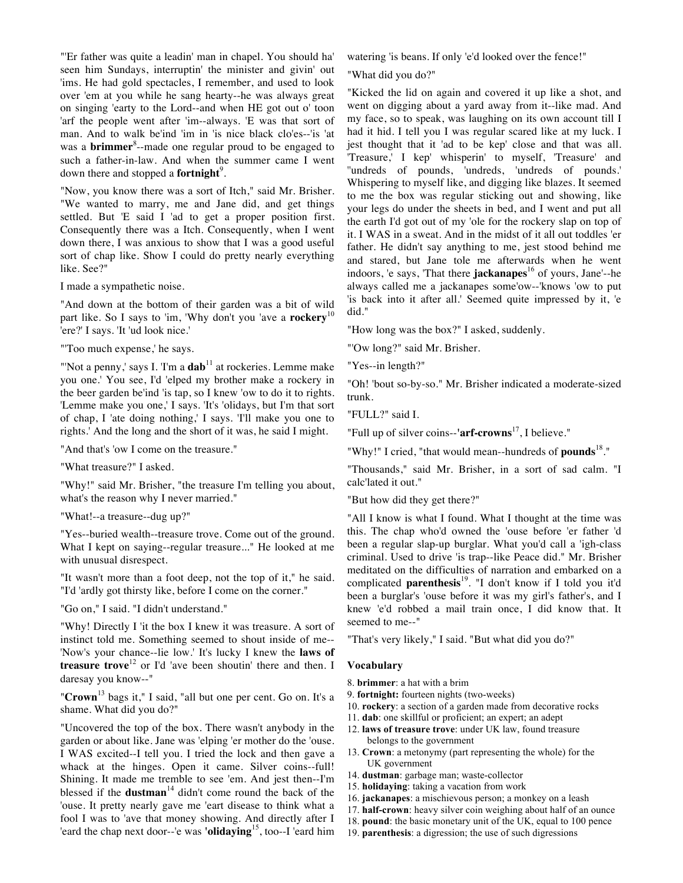"'Er father was quite a leadin' man in chapel. You should ha' seen him Sundays, interruptin' the minister and givin' out 'ims. He had gold spectacles, I remember, and used to look over 'em at you while he sang hearty--he was always great on singing 'earty to the Lord--and when HE got out o' toon 'arf the people went after 'im--always. 'E was that sort of man. And to walk be'ind 'im in 'is nice black clo'es--'is 'at was a **brimmer**[8]--made one regular proud to be engaged to such a father-in-law. And when the summer came I went down there and stopped a **fortnight**[9].

"Now, you know there was a sort of Itch," said Mr. Brisher. "We wanted to marry, me and Jane did, and get things settled. But 'E said I 'ad to get a proper position first. Consequently there was a Itch. Consequently, when I went down there, I was anxious to show that I was a good useful sort of chap like. Show I could do pretty nearly everything like. See?"

I made a sympathetic noise.

"And down at the bottom of their garden was a bit of wild part like. So I says to 'im, 'Why don't you 'ave a **rockery**[10] 'ere?' I says. 'It 'ud look nice.'

"'Too much expense,' he says.

"'Not a penny,' says I. 'I'm a **dab**[11] at rockeries. Lemme make you one.' You see, I'd 'elped my brother make a rockery in the beer garden be'ind 'is tap, so I knew 'ow to do it to rights. 'Lemme make you one,' I says. 'It's 'olidays, but I'm that sort of chap, I 'ate doing nothing,' I says. 'I'll make you one to rights.' And the long and the short of it was, he said I might.

"And that's 'ow I come on the treasure."

"What treasure?" I asked.

"Why!" said Mr. Brisher, "the treasure I'm telling you about, what's the reason why I never married."

"What!--a treasure--dug up?"

"Yes--buried wealth--treasure trove. Come out of the ground. What I kept on saying--regular treasure..." He looked at me with unusual disrespect.

"It wasn't more than a foot deep, not the top of it," he said. "I'd 'ardly got thirsty like, before I come on the corner."

"Go on," I said. "I didn't understand."

"Why! Directly I 'it the box I knew it was treasure. A sort of instinct told me. Something seemed to shout inside of me--'Now's your chance--lie low.' It's lucky I knew the **laws of treasure trove**[12] or I'd 'ave been shoutin' there and then. I daresay you know--"

"**Crown**[13] bags it," I said, "all but one per cent. Go on. It's a shame. What did you do?"

"Uncovered the top of the box. There wasn't anybody in the garden or about like. Jane was 'elping 'er mother do the 'ouse. I WAS excited--I tell you. I tried the lock and then gave a whack at the hinges. Open it came. Silver coins--full! Shining. It made me tremble to see 'em. And jest then--I'm blessed if the **dustman**[14] didn't come round the back of the 'ouse. It pretty nearly gave me 'eart disease to think what a fool I was to 'ave that money showing. And directly after I 'eard the chap next door--'e was **'olidaying**[15], too--I 'eard him watering 'is beans. If only 'e'd looked over the fence!"

"What did you do?"

"Kicked the lid on again and covered it up like a shot, and went on digging about a yard away from it--like mad. And my face, so to speak, was laughing on its own account till I had it hid. I tell you I was regular scared like at my luck. I jest thought that it 'ad to be kep' close and that was all. 'Treasure,' I kep' whisperin' to myself, 'Treasure' and ''undreds of pounds, 'undreds, 'undreds of pounds.' Whispering to myself like, and digging like blazes. It seemed to me the box was regular sticking out and showing, like your legs do under the sheets in bed, and I went and put all the earth I'd got out of my 'ole for the rockery slap on top of it. I WAS in a sweat. And in the midst of it all out toddles 'er father. He didn't say anything to me, jest stood behind me and stared, but Jane tole me afterwards when he went indoors, 'e says, 'That there **jackanapes**[16] of yours, Jane'--he always called me a jackanapes some'ow--'knows 'ow to put 'is back into it after all.' Seemed quite impressed by it, 'e did."

"How long was the box?" I asked, suddenly.

"'Ow long?" said Mr. Brisher.

"Yes--in length?"

"Oh! 'bout so-by-so." Mr. Brisher indicated a moderate-sized trunk.

"FULL?" said I.

"Full up of silver coins--**'arf-crowns**[17], I believe."

"Why!" I cried, "that would mean--hundreds of **pounds**[18]."

"Thousands," said Mr. Brisher, in a sort of sad calm. "I calc'lated it out."

"But how did they get there?"

"All I know is what I found. What I thought at the time was this. The chap who'd owned the 'ouse before 'er father 'd been a regular slap-up burglar. What you'd call a 'igh-class criminal. Used to drive 'is trap--like Peace did." Mr. Brisher meditated on the difficulties of narration and embarked on a complicated **parenthesis**[19]. "I don't know if I told you it'd been a burglar's 'ouse before it was my girl's father's, and I knew 'e'd robbed a mail train once, I did know that. It seemed to me--"

"That's very likely," I said. "But what did you do?"

### Vocabulary

8. **brimmer**: a hat with a brim
9. **fortnight:** fourteen nights (two-weeks)
10. **rockery**: a section of a garden made from decorative rocks
11. **dab**: one skillful or proficient; an expert; an adept
12. **laws of treasure trove**: under UK law, found treasure belongs to the government
13. **Crown**: a metonymy (part representing the whole) for the UK government
14. **dustman**: garbage man; waste-collector
15. **holidaying**: taking a vacation from work
16. **jackanapes**: a mischievous person; a monkey on a leash
17. **half-crown**: heavy silver coin weighing about half of an ounce
18. **pound**: the basic monetary unit of the UK, equal to 100 pence
19. **parenthesis**: a digression; the use of such digressions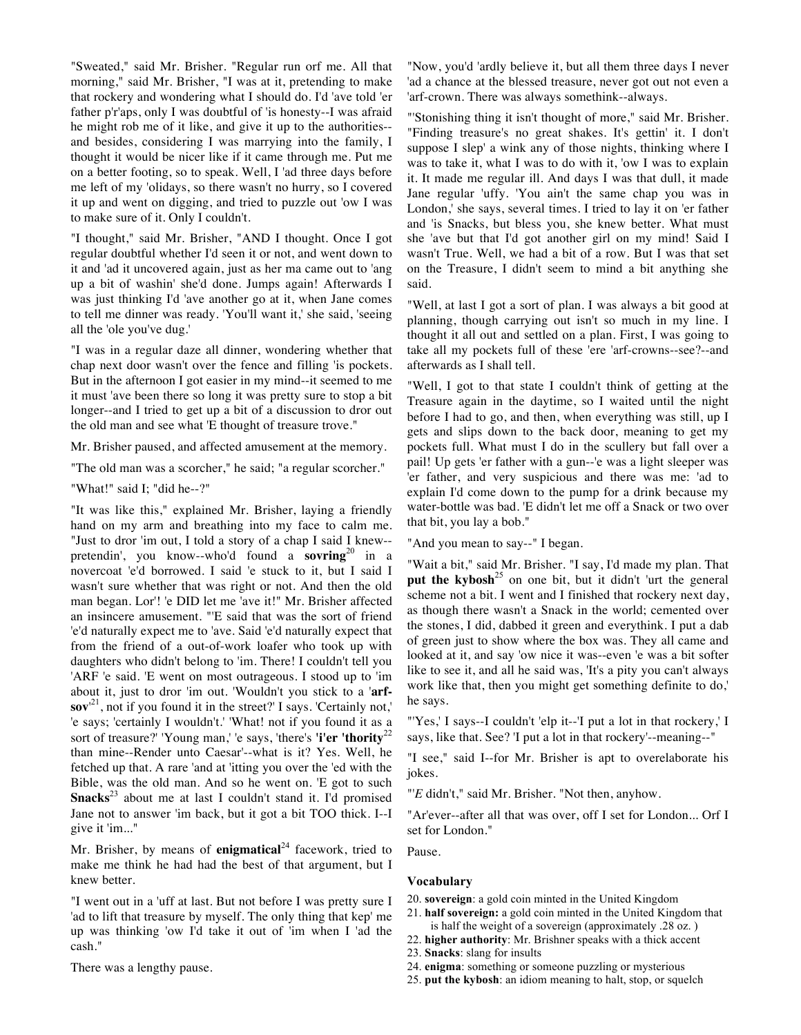"Sweated," said Mr. Brisher. "Regular run orf me. All that morning," said Mr. Brisher, "I was at it, pretending to make that rockery and wondering what I should do. I'd 'ave told 'er father p'r'aps, only I was doubtful of 'is honesty--I was afraid he might rob me of it like, and give it up to the authorities--and besides, considering I was marrying into the family, I thought it would be nicer like if it came through me. Put me on a better footing, so to speak. Well, I 'ad three days before me left of my 'olidays, so there wasn't no hurry, so I covered it up and went on digging, and tried to puzzle out 'ow I was to make sure of it. Only I couldn't.

"I thought," said Mr. Brisher, "AND I thought. Once I got regular doubtful whether I'd seen it or not, and went down to it and 'ad it uncovered again, just as her ma came out to 'ang up a bit of washin' she'd done. Jumps again! Afterwards I was just thinking I'd 'ave another go at it, when Jane comes to tell me dinner was ready. 'You'll want it,' she said, 'seeing all the 'ole you've dug.'

"I was in a regular daze all dinner, wondering whether that chap next door wasn't over the fence and filling 'is pockets. But in the afternoon I got easier in my mind--it seemed to me it must 'ave been there so long it was pretty sure to stop a bit longer--and I tried to get up a bit of a discussion to dror out the old man and see what 'E thought of treasure trove."

Mr. Brisher paused, and affected amusement at the memory.

"The old man was a scorcher," he said; "a regular scorcher."

"What!" said I; "did he--?"

"It was like this," explained Mr. Brisher, laying a friendly hand on my arm and breathing into my face to calm me. "Just to dror 'im out, I told a story of a chap I said I knew--pretendin', you know--who'd found a **sovring**[20] in a novercoat 'e'd borrowed. I said 'e stuck to it, but I said I wasn't sure whether that was right or not. And then the old man began. Lor'! 'e DID let me 'ave it!" Mr. Brisher affected an insincere amusement. "'E said that was the sort of friend 'e'd naturally expect me to 'ave. Said 'e'd naturally expect that from the friend of a out-of-work loafer who took up with daughters who didn't belong to 'im. There! I couldn't tell you 'ARF 'e said. 'E went on most outrageous. I stood up to 'im about it, just to dror 'im out. 'Wouldn't you stick to a '**arf-sov**'[21], not if you found it in the street?' I says. 'Certainly not,' 'e says; 'certainly I wouldn't.' 'What! not if you found it as a sort of treasure?' 'Young man,' 'e says, 'there's '**i'er 'thority**[22] than mine--Render unto Caesar'--what is it? Yes. Well, he fetched up that. A rare 'and at 'itting you over the 'ed with the Bible, was the old man. And so he went on. 'E got to such **Snacks**[23] about me at last I couldn't stand it. I'd promised Jane not to answer 'im back, but it got a bit TOO thick. I--I give it 'im..."

Mr. Brisher, by means of **enigmatical**[24] facework, tried to make me think he had had the best of that argument, but I knew better.

"I went out in a 'uff at last. But not before I was pretty sure I 'ad to lift that treasure by myself. The only thing that kep' me up was thinking 'ow I'd take it out of 'im when I 'ad the cash."

There was a lengthy pause.

"Now, you'd 'ardly believe it, but all them three days I never 'ad a chance at the blessed treasure, never got out not even a 'arf-crown. There was always somethink--always.

"'Stonishing thing it isn't thought of more," said Mr. Brisher. "Finding treasure's no great shakes. It's gettin' it. I don't suppose I slep' a wink any of those nights, thinking where I was to take it, what I was to do with it, 'ow I was to explain it. It made me regular ill. And days I was that dull, it made Jane regular 'uffy. 'You ain't the same chap you was in London,' she says, several times. I tried to lay it on 'er father and 'is Snacks, but bless you, she knew better. What must she 'ave but that I'd got another girl on my mind! Said I wasn't True. Well, we had a bit of a row. But I was that set on the Treasure, I didn't seem to mind a bit anything she said.

"Well, at last I got a sort of plan. I was always a bit good at planning, though carrying out isn't so much in my line. I thought it all out and settled on a plan. First, I was going to take all my pockets full of these 'ere 'arf-crowns--see?--and afterwards as I shall tell.

"Well, I got to that state I couldn't think of getting at the Treasure again in the daytime, so I waited until the night before I had to go, and then, when everything was still, up I gets and slips down to the back door, meaning to get my pockets full. What must I do in the scullery but fall over a pail! Up gets 'er father with a gun--'e was a light sleeper was 'er father, and very suspicious and there was me: 'ad to explain I'd come down to the pump for a drink because my water-bottle was bad. 'E didn't let me off a Snack or two over that bit, you lay a bob."

"And you mean to say--" I began.

"Wait a bit," said Mr. Brisher. "I say, I'd made my plan. That **put the kybosh**[25] on one bit, but it didn't 'urt the general scheme not a bit. I went and I finished that rockery next day, as though there wasn't a Snack in the world; cemented over the stones, I did, dabbed it green and everythink. I put a dab of green just to show where the box was. They all came and looked at it, and say 'ow nice it was--even 'e was a bit softer like to see it, and all he said was, 'It's a pity you can't always work like that, then you might get something definite to do,' he says.

"'Yes,' I says--I couldn't 'elp it--'I put a lot in that rockery,' I says, like that. See? 'I put a lot in that rockery'--meaning--"

"I see," said I--for Mr. Brisher is apt to overelaborate his jokes.

"'*E* didn't," said Mr. Brisher. "Not then, anyhow.

"Ar'ever--after all that was over, off I set for London... Orf I set for London."

Pause.

### Vocabulary

20. **sovereign**: a gold coin minted in the United Kingdom
21. **half sovereign:** a gold coin minted in the United Kingdom that is half the weight of a sovereign (approximately .28 oz. )
22. **higher authority**: Mr. Brishner speaks with a thick accent
23. **Snacks**: slang for insults
24. **enigma**: something or someone puzzling or mysterious
25. **put the kybosh**: an idiom meaning to halt, stop, or squelch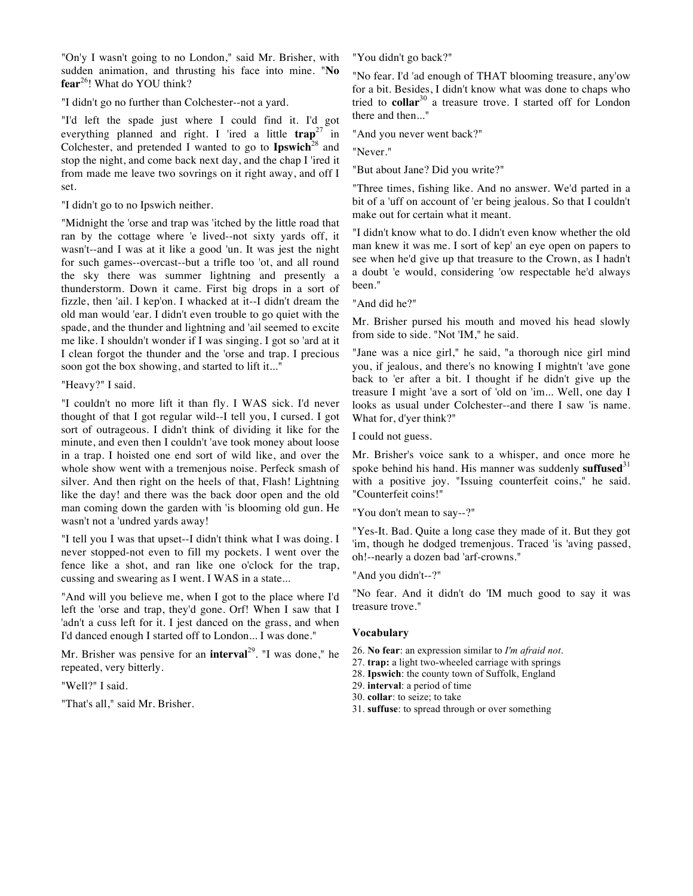"On'y I wasn't going to no London," said Mr. Brisher, with sudden animation, and thrusting his face into mine. "**No fear**[26]! What do YOU think?

"I didn't go no further than Colchester--not a yard.

"I'd left the spade just where I could find it. I'd got everything planned and right. I 'ired a little **trap**[27] in Colchester, and pretended I wanted to go to **Ipswich**[28] and stop the night, and come back next day, and the chap I 'ired it from made me leave two sovrings on it right away, and off I set.

"I didn't go to no Ipswich neither.

"Midnight the 'orse and trap was 'itched by the little road that ran by the cottage where 'e lived--not sixty yards off, it wasn't--and I was at it like a good 'un. It was jest the night for such games--overcast--but a trifle too 'ot, and all round the sky there was summer lightning and presently a thunderstorm. Down it came. First big drops in a sort of fizzle, then 'ail. I kep'on. I whacked at it--I didn't dream the old man would 'ear. I didn't even trouble to go quiet with the spade, and the thunder and lightning and 'ail seemed to excite me like. I shouldn't wonder if I was singing. I got so 'ard at it I clean forgot the thunder and the 'orse and trap. I precious soon got the box showing, and started to lift it..."

"Heavy?" I said.

"I couldn't no more lift it than fly. I WAS sick. I'd never thought of that I got regular wild--I tell you, I cursed. I got sort of outrageous. I didn't think of dividing it like for the minute, and even then I couldn't 'ave took money about loose in a trap. I hoisted one end sort of wild like, and over the whole show went with a tremenjous noise. Perfeck smash of silver. And then right on the heels of that, Flash! Lightning like the day! and there was the back door open and the old man coming down the garden with 'is blooming old gun. He wasn't not a 'undred yards away!

"I tell you I was that upset--I didn't think what I was doing. I never stopped-not even to fill my pockets. I went over the fence like a shot, and ran like one o'clock for the trap, cussing and swearing as I went. I WAS in a state...

"And will you believe me, when I got to the place where I'd left the 'orse and trap, they'd gone. Orf! When I saw that I 'adn't a cuss left for it. I jest danced on the grass, and when I'd danced enough I started off to London... I was done."

Mr. Brisher was pensive for an **interval**[29]. "I was done," he repeated, very bitterly.

"Well?" I said.

"That's all," said Mr. Brisher.

"You didn't go back?"

"No fear. I'd 'ad enough of THAT blooming treasure, any'ow for a bit. Besides, I didn't know what was done to chaps who tried to **collar**[30] a treasure trove. I started off for London there and then..."

"And you never went back?"

"Never."

"But about Jane? Did you write?"

"Three times, fishing like. And no answer. We'd parted in a bit of a 'uff on account of 'er being jealous. So that I couldn't make out for certain what it meant.

"I didn't know what to do. I didn't even know whether the old man knew it was me. I sort of kep' an eye open on papers to see when he'd give up that treasure to the Crown, as I hadn't a doubt 'e would, considering 'ow respectable he'd always been."

"And did he?"

Mr. Brisher pursed his mouth and moved his head slowly from side to side. "Not 'IM," he said.

"Jane was a nice girl," he said, "a thorough nice girl mind you, if jealous, and there's no knowing I mightn't 'ave gone back to 'er after a bit. I thought if he didn't give up the treasure I might 'ave a sort of 'old on 'im... Well, one day I looks as usual under Colchester--and there I saw 'is name. What for, d'yer think?"

I could not guess.

Mr. Brisher's voice sank to a whisper, and once more he spoke behind his hand. His manner was suddenly **suffused**[31] with a positive joy. "Issuing counterfeit coins," he said. "Counterfeit coins!"

"You don't mean to say--?"

"Yes-It. Bad. Quite a long case they made of it. But they got 'im, though he dodged tremenjous. Traced 'is 'aving passed, oh!--nearly a dozen bad 'arf-crowns."

"And you didn't--?"

"No fear. And it didn't do 'IM much good to say it was treasure trove."

### Vocabulary

26. **No fear**: an expression similar to *I'm afraid not.*
27. **trap:** a light two-wheeled carriage with springs
28. **Ipswich**: the county town of Suffolk, England
29. **interval**: a period of time
30. **collar**: to seize; to take
31. **suffuse**: to spread through or over something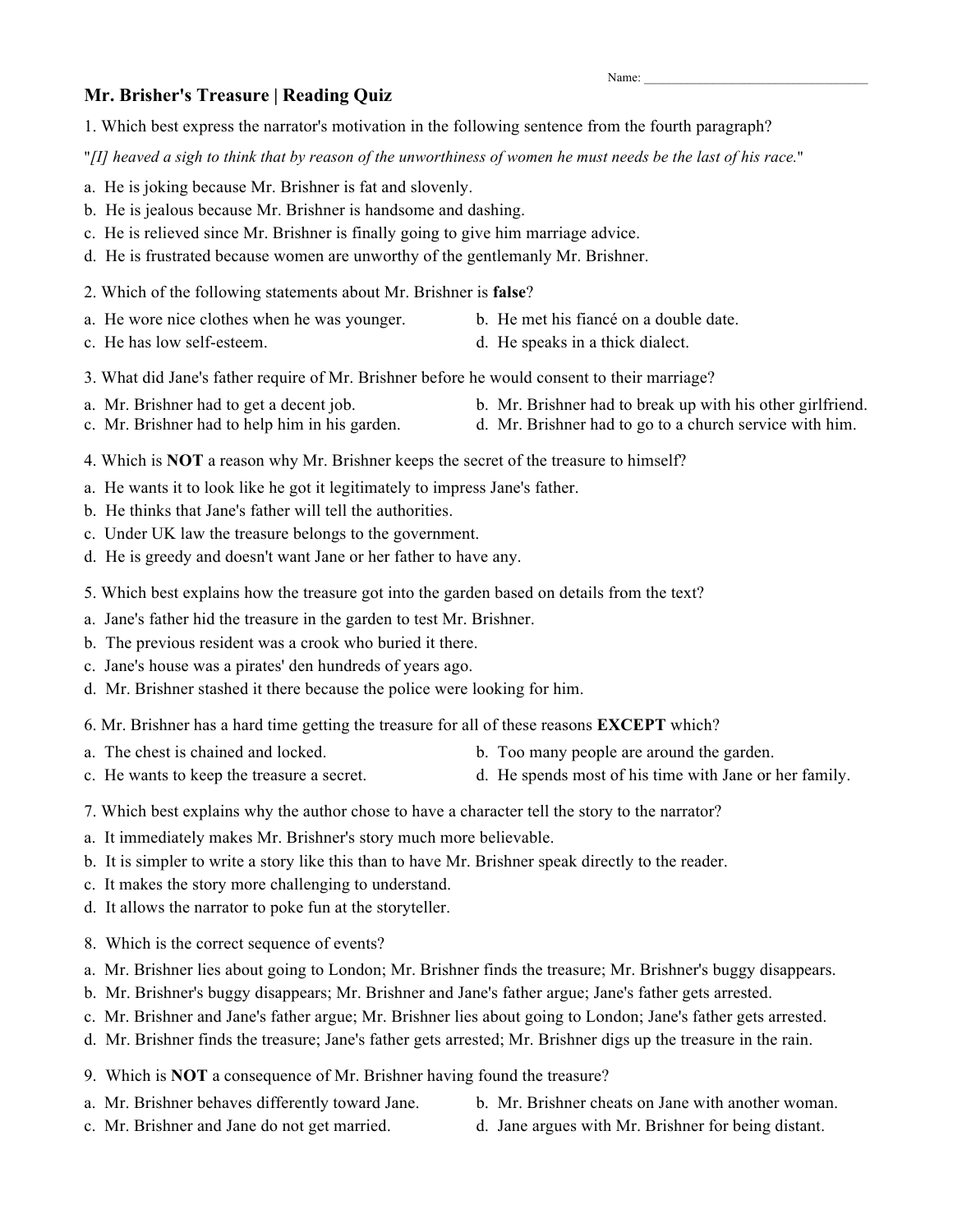Name: ___________________________________

## Mr. Brisher's Treasure | Reading Quiz

1. Which best express the narrator's motivation in the following sentence from the fourth paragraph?

"*[I] heaved a sigh to think that by reason of the unworthiness of women he must needs be the last of his race.*"

a. He is joking because Mr. Brishner is fat and slovenly.
b. He is jealous because Mr. Brishner is handsome and dashing.
c. He is relieved since Mr. Brishner is finally going to give him marriage advice.
d. He is frustrated because women are unworthy of the gentlemanly Mr. Brishner.

2. Which of the following statements about Mr. Brishner is **false**?

a. He wore nice clothes when he was younger.
b. He met his fiancé on a double date.
c. He has low self-esteem.
d. He speaks in a thick dialect.

3. What did Jane's father require of Mr. Brishner before he would consent to their marriage?

a. Mr. Brishner had to get a decent job.
b. Mr. Brishner had to break up with his other girlfriend.
c. Mr. Brishner had to help him in his garden.
d. Mr. Brishner had to go to a church service with him.

4. Which is **NOT** a reason why Mr. Brishner keeps the secret of the treasure to himself?

a. He wants it to look like he got it legitimately to impress Jane's father.
b. He thinks that Jane's father will tell the authorities.
c. Under UK law the treasure belongs to the government.
d. He is greedy and doesn't want Jane or her father to have any.

5. Which best explains how the treasure got into the garden based on details from the text?

a. Jane's father hid the treasure in the garden to test Mr. Brishner.
b. The previous resident was a crook who buried it there.
c. Jane's house was a pirates' den hundreds of years ago.
d. Mr. Brishner stashed it there because the police were looking for him.

6. Mr. Brishner has a hard time getting the treasure for all of these reasons **EXCEPT** which?

a. The chest is chained and locked.
b. Too many people are around the garden.
c. He wants to keep the treasure a secret.
d. He spends most of his time with Jane or her family.

7. Which best explains why the author chose to have a character tell the story to the narrator?

a. It immediately makes Mr. Brishner's story much more believable.
b. It is simpler to write a story like this than to have Mr. Brishner speak directly to the reader.
c. It makes the story more challenging to understand.
d. It allows the narrator to poke fun at the storyteller.

8. Which is the correct sequence of events?

a. Mr. Brishner lies about going to London; Mr. Brishner finds the treasure; Mr. Brishner's buggy disappears.
b. Mr. Brishner's buggy disappears; Mr. Brishner and Jane's father argue; Jane's father gets arrested.
c. Mr. Brishner and Jane's father argue; Mr. Brishner lies about going to London; Jane's father gets arrested.
d. Mr. Brishner finds the treasure; Jane's father gets arrested; Mr. Brishner digs up the treasure in the rain.

9. Which is **NOT** a consequence of Mr. Brishner having found the treasure?

a. Mr. Brishner behaves differently toward Jane.
b. Mr. Brishner cheats on Jane with another woman.
c. Mr. Brishner and Jane do not get married.
d. Jane argues with Mr. Brishner for being distant.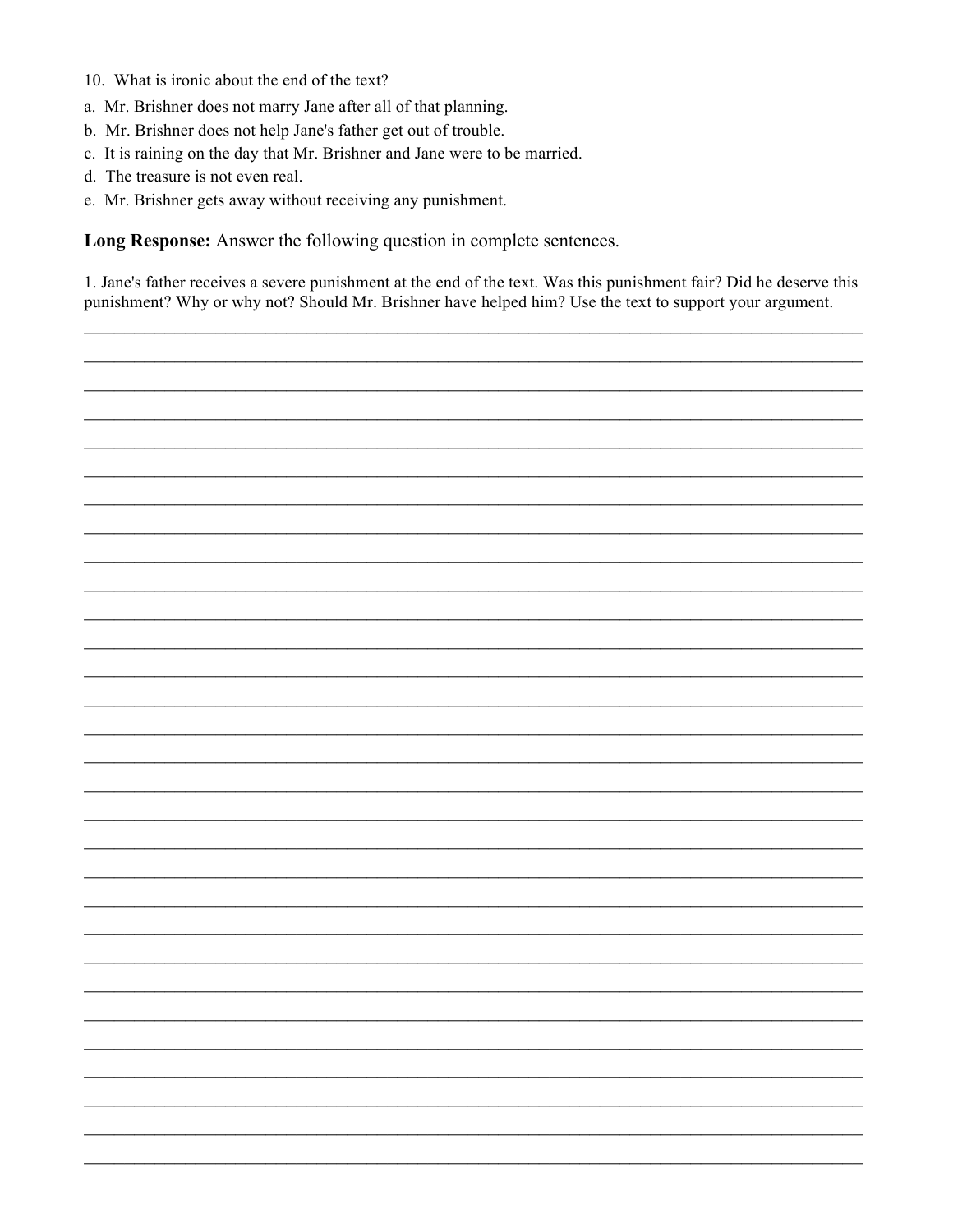10. What is ironic about the end of the text?

a. Mr. Brishner does not marry Jane after all of that planning.
b. Mr. Brishner does not help Jane's father get out of trouble.
c. It is raining on the day that Mr. Brishner and Jane were to be married.
d. The treasure is not even real.
e. Mr. Brishner gets away without receiving any punishment.

**Long Response:** Answer the following question in complete sentences.

1. Jane's father receives a severe punishment at the end of the text. Was this punishment fair? Did he deserve this punishment? Why or why not? Should Mr. Brishner have helped him? Use the text to support your argument.

___________________________________________________________________________

___________________________________________________________________________

___________________________________________________________________________

___________________________________________________________________________

___________________________________________________________________________

___________________________________________________________________________

___________________________________________________________________________

___________________________________________________________________________

___________________________________________________________________________

___________________________________________________________________________

___________________________________________________________________________

___________________________________________________________________________

___________________________________________________________________________

___________________________________________________________________________

___________________________________________________________________________

___________________________________________________________________________

___________________________________________________________________________

___________________________________________________________________________

___________________________________________________________________________

___________________________________________________________________________

___________________________________________________________________________

___________________________________________________________________________

___________________________________________________________________________

___________________________________________________________________________

___________________________________________________________________________

___________________________________________________________________________

___________________________________________________________________________

___________________________________________________________________________

___________________________________________________________________________

___________________________________________________________________________